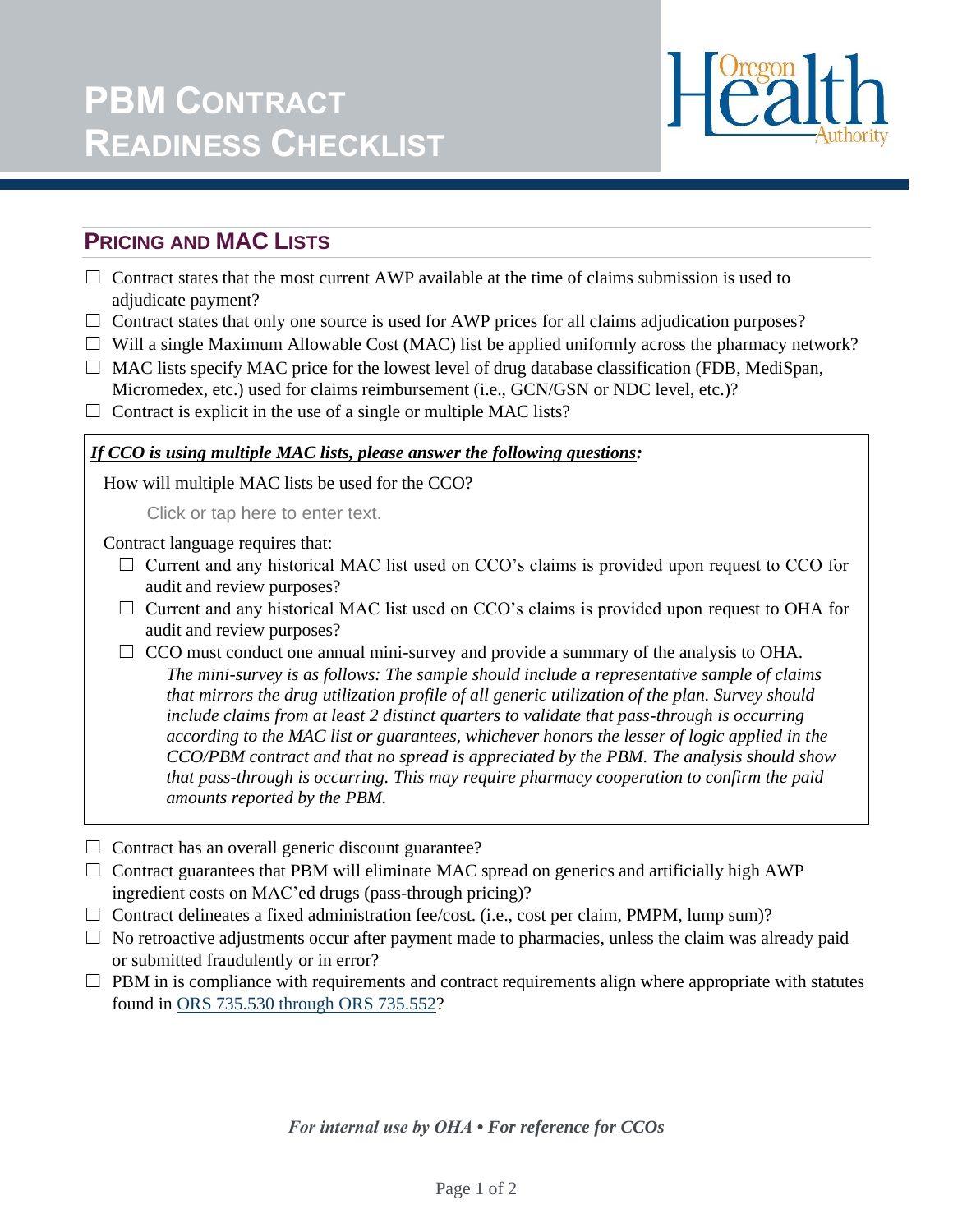# PBM Contract Readiness Checklist

## Pricing and MAC Lists

- ☐ Contract states that the most current AWP available at the time of claims submission is used to adjudicate payment?
- ☐ Contract states that only one source is used for AWP prices for all claims adjudication purposes?
- ☐ Will a single Maximum Allowable Cost (MAC) list be applied uniformly across the pharmacy network?
- ☐ MAC lists specify MAC price for the lowest level of drug database classification (FDB, MediSpan, Micromedex, etc.) used for claims reimbursement (i.e., GCN/GSN or NDC level, etc.)?
- ☐ Contract is explicit in the use of a single or multiple MAC lists?

***<u>If CCO is using multiple MAC lists, please answer the following questions:</u>***

How will multiple MAC lists be used for the CCO?

Click or tap here to enter text.

Contract language requires that:

- ☐ Current and any historical MAC list used on CCO's claims is provided upon request to CCO for audit and review purposes?
- ☐ Current and any historical MAC list used on CCO's claims is provided upon request to OHA for audit and review purposes?
- ☐ CCO must conduct one annual mini-survey and provide a summary of the analysis to OHA.
  *The mini-survey is as follows: The sample should include a representative sample of claims that mirrors the drug utilization profile of all generic utilization of the plan. Survey should include claims from at least 2 distinct quarters to validate that pass-through is occurring according to the MAC list or guarantees, whichever honors the lesser of logic applied in the CCO/PBM contract and that no spread is appreciated by the PBM. The analysis should show that pass-through is occurring. This may require pharmacy cooperation to confirm the paid amounts reported by the PBM.*

- ☐ Contract has an overall generic discount guarantee?
- ☐ Contract guarantees that PBM will eliminate MAC spread on generics and artificially high AWP ingredient costs on MAC'ed drugs (pass-through pricing)?
- ☐ Contract delineates a fixed administration fee/cost. (i.e., cost per claim, PMPM, lump sum)?
- ☐ No retroactive adjustments occur after payment made to pharmacies, unless the claim was already paid or submitted fraudulently or in error?
- ☐ PBM in is compliance with requirements and contract requirements align where appropriate with statutes found in [ORS 735.530 through ORS 735.552](ORS 735.530 through ORS 735.552)?

*For internal use by OHA • For reference for CCOs*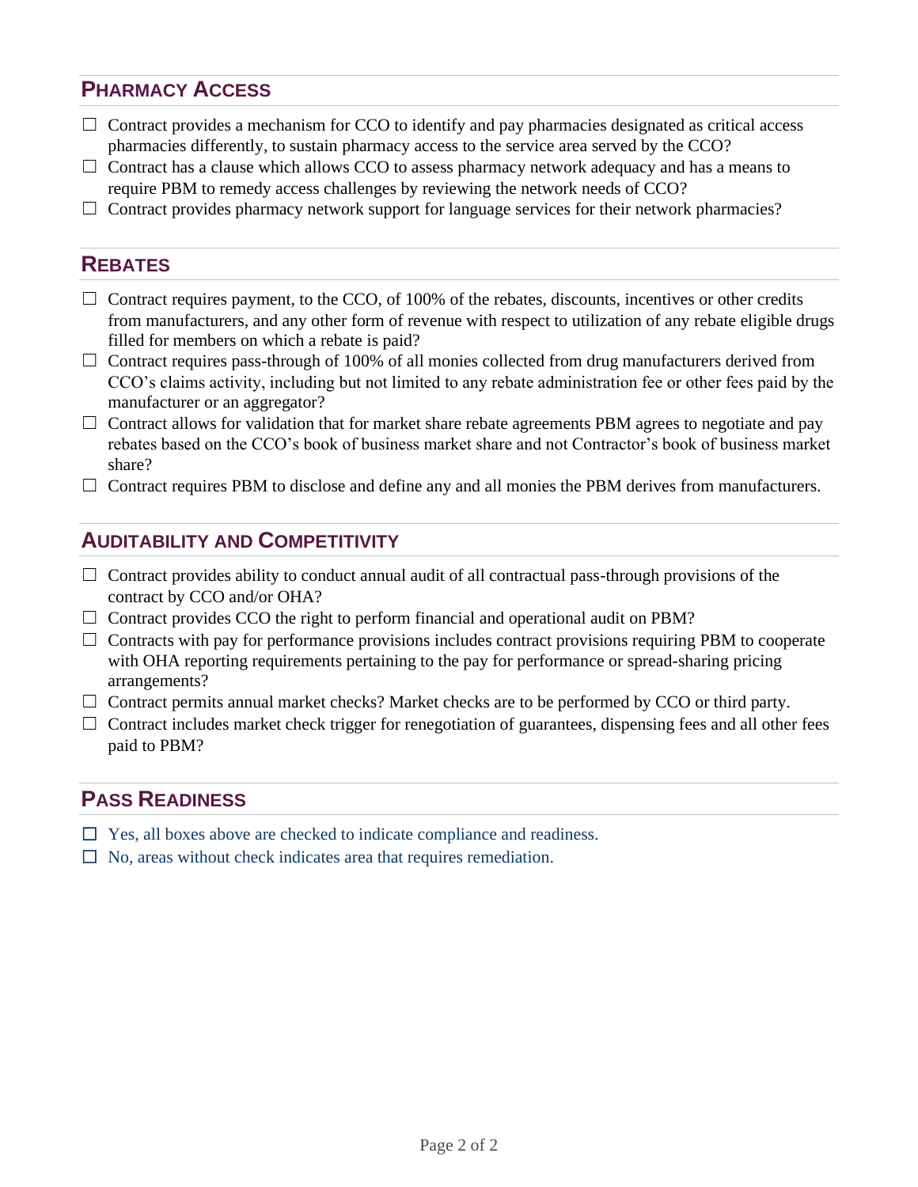## Pharmacy Access

- ☐ Contract provides a mechanism for CCO to identify and pay pharmacies designated as critical access pharmacies differently, to sustain pharmacy access to the service area served by the CCO?
- ☐ Contract has a clause which allows CCO to assess pharmacy network adequacy and has a means to require PBM to remedy access challenges by reviewing the network needs of CCO?
- ☐ Contract provides pharmacy network support for language services for their network pharmacies?

## Rebates

- ☐ Contract requires payment, to the CCO, of 100% of the rebates, discounts, incentives or other credits from manufacturers, and any other form of revenue with respect to utilization of any rebate eligible drugs filled for members on which a rebate is paid?
- ☐ Contract requires pass-through of 100% of all monies collected from drug manufacturers derived from CCO's claims activity, including but not limited to any rebate administration fee or other fees paid by the manufacturer or an aggregator?
- ☐ Contract allows for validation that for market share rebate agreements PBM agrees to negotiate and pay rebates based on the CCO's book of business market share and not Contractor's book of business market share?
- ☐ Contract requires PBM to disclose and define any and all monies the PBM derives from manufacturers.

## Auditability and Competitivity

- ☐ Contract provides ability to conduct annual audit of all contractual pass-through provisions of the contract by CCO and/or OHA?
- ☐ Contract provides CCO the right to perform financial and operational audit on PBM?
- ☐ Contracts with pay for performance provisions includes contract provisions requiring PBM to cooperate with OHA reporting requirements pertaining to the pay for performance or spread-sharing pricing arrangements?
- ☐ Contract permits annual market checks? Market checks are to be performed by CCO or third party.
- ☐ Contract includes market check trigger for renegotiation of guarantees, dispensing fees and all other fees paid to PBM?

## Pass Readiness

- ☐ Yes, all boxes above are checked to indicate compliance and readiness.
- ☐ No, areas without check indicates area that requires remediation.